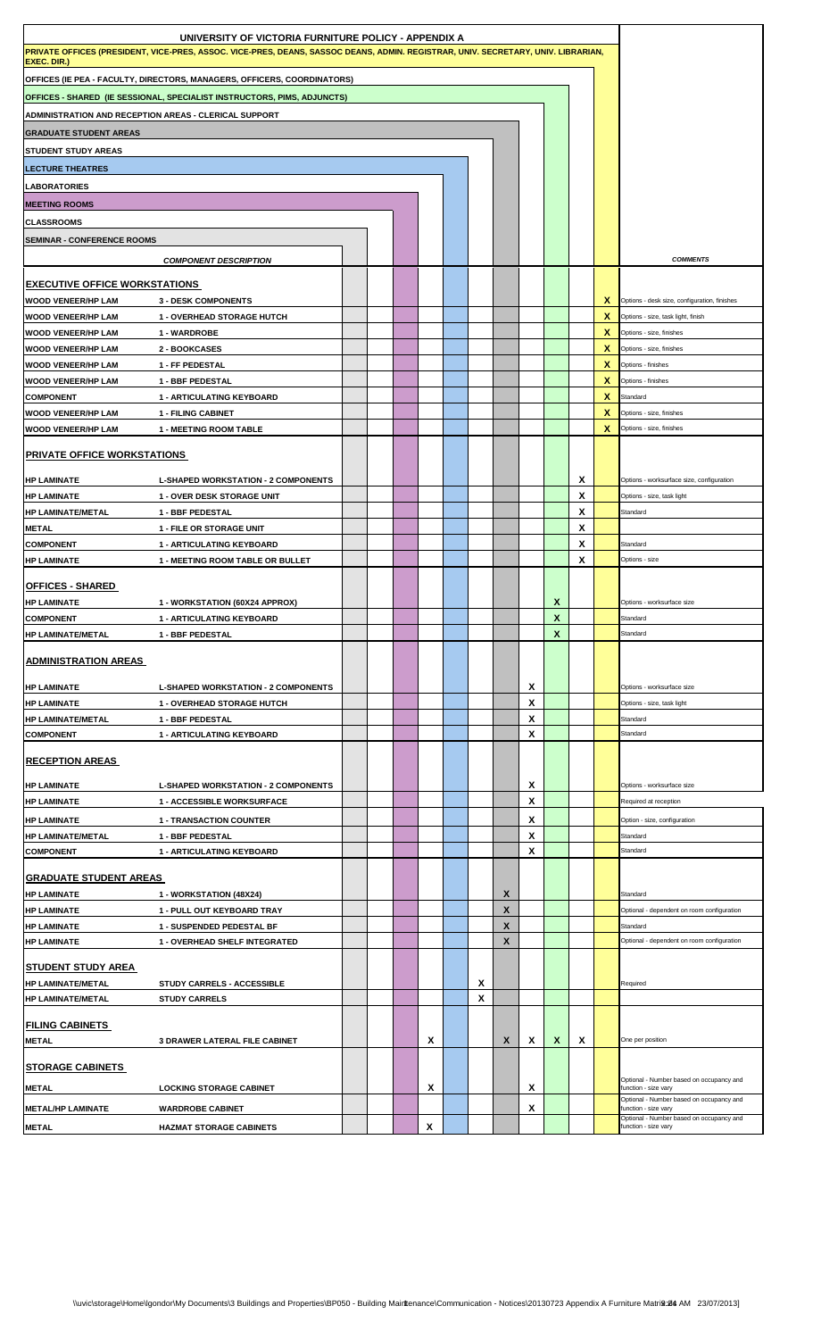# UNIVERSITY OF VICTORIA FURNITURE POLICY - APPENDIX A

| | COMPONENT DESCRIPTION | SEMINAR - CONFERENCE ROOMS | CLASSROOMS | MEETING ROOMS | LABORATORIES | LECTURE THEATRES | STUDENT STUDY AREAS | GRADUATE STUDENT AREAS | ADMINISTRATION AND RECEPTION AREAS - CLERICAL SUPPORT | OFFICES - SHARED (IE SESSIONAL, SPECIALIST INSTRUCTORS, PIMS, ADJUNCTS) | OFFICES (IE PEA - FACULTY, DIRECTORS, MANAGERS, OFFICERS, COORDINATORS) | PRIVATE OFFICES (PRESIDENT, VICE-PRES, ASSOC. VICE-PRES, DEANS, SASSOC DEANS, ADMIN. REGISTRAR, UNIV. SECRETARY, UNIV. LIBRARIAN, EXEC. DIR.) | COMMENTS |
|---|---|---|---|---|---|---|---|---|---|---|---|---|---|
| **EXECUTIVE OFFICE WORKSTATIONS** | | | | | | | | | | | | | |
| WOOD VENEER/HP LAM | 3 - DESK COMPONENTS | | | | | | | | | | | X | Options - desk size, configuration, finishes |
| WOOD VENEER/HP LAM | 1 - OVERHEAD STORAGE HUTCH | | | | | | | | | | | X | Options - size, task light, finish |
| WOOD VENEER/HP LAM | 1 - WARDROBE | | | | | | | | | | | X | Options - size, finishes |
| WOOD VENEER/HP LAM | 2 - BOOKCASES | | | | | | | | | | | X | Options - size, finishes |
| WOOD VENEER/HP LAM | 1 - FF PEDESTAL | | | | | | | | | | | X | Options - finishes |
| WOOD VENEER/HP LAM | 1 - BBF PEDESTAL | | | | | | | | | | | X | Options - finishes |
| COMPONENT | 1 - ARTICULATING KEYBOARD | | | | | | | | | | | X | Standard |
| WOOD VENEER/HP LAM | 1 - FILING CABINET | | | | | | | | | | | X | Options - size, finishes |
| WOOD VENEER/HP LAM | 1 - MEETING ROOM TABLE | | | | | | | | | | | X | Options - size, finishes |
| **PRIVATE OFFICE WORKSTATIONS** | | | | | | | | | | | | | |
| HP LAMINATE | L-SHAPED WORKSTATION - 2 COMPONENTS | | | | | | | | | | X | | Options - worksurface size, configuration |
| HP LAMINATE | 1 - OVER DESK STORAGE UNIT | | | | | | | | | | X | | Options - size, task light |
| HP LAMINATE/METAL | 1 - BBF PEDESTAL | | | | | | | | | | X | | Standard |
| METAL | 1 - FILE OR STORAGE UNIT | | | | | | | | | | X | | |
| COMPONENT | 1 - ARTICULATING KEYBOARD | | | | | | | | | | X | | Standard |
| HP LAMINATE | 1 - MEETING ROOM TABLE OR BULLET | | | | | | | | | | X | | Options - size |
| **OFFICES - SHARED** | | | | | | | | | | | | | |
| HP LAMINATE | 1 - WORKSTATION (60X24 APPROX) | | | | | | | | | X | | | Options - worksurface size |
| COMPONENT | 1 - ARTICULATING KEYBOARD | | | | | | | | | X | | | Standard |
| HP LAMINATE/METAL | 1 - BBF PEDESTAL | | | | | | | | | X | | | Standard |
| **ADMINISTRATION AREAS** | | | | | | | | | | | | | |
| HP LAMINATE | L-SHAPED WORKSTATION - 2 COMPONENTS | | | | | | | | X | | | | Options - worksurface size |
| HP LAMINATE | 1 - OVERHEAD STORAGE HUTCH | | | | | | | | X | | | | Options - size, task light |
| HP LAMINATE/METAL | 1 - BBF PEDESTAL | | | | | | | | X | | | | Standard |
| COMPONENT | 1 - ARTICULATING KEYBOARD | | | | | | | | X | | | | Standard |
| **RECEPTION AREAS** | | | | | | | | | | | | | |
| HP LAMINATE | L-SHAPED WORKSTATION - 2 COMPONENTS | | | | | | | | X | | | | Options - worksurface size |
| HP LAMINATE | 1 - ACCESSIBLE WORKSURFACE | | | | | | | | X | | | | Required at reception |
| HP LAMINATE | 1 - TRANSACTION COUNTER | | | | | | | | X | | | | Option - size, configuration |
| HP LAMINATE/METAL | 1 - BBF PEDESTAL | | | | | | | | X | | | | Standard |
| COMPONENT | 1 - ARTICULATING KEYBOARD | | | | | | | | X | | | | Standard |
| **GRADUATE STUDENT AREAS** | | | | | | | | | | | | | |
| HP LAMINATE | 1 - WORKSTATION (48X24) | | | | | | | X | | | | | Standard |
| HP LAMINATE | 1 - PULL OUT KEYBOARD TRAY | | | | | | | X | | | | | Optional - dependent on room configuration |
| HP LAMINATE | 1 - SUSPENDED PEDESTAL BF | | | | | | | X | | | | | Standard |
| HP LAMINATE | 1 - OVERHEAD SHELF INTEGRATED | | | | | | | X | | | | | Optional - dependent on room configuration |
| **STUDENT STUDY AREA** | | | | | | | | | | | | | |
| HP LAMINATE/METAL | STUDY CARRELS - ACCESSIBLE | | | | | | X | | | | | | Required |
| HP LAMINATE/METAL | STUDY CARRELS | | | | | | X | | | | | | |
| **FILING CABINETS** | | | | | | | | | | | | | |
| METAL | 3 DRAWER LATERAL FILE CABINET | | | | X | | | X | X | X | X | | One per position |
| **STORAGE CABINETS** | | | | | | | | | | | | | |
| METAL | LOCKING STORAGE CABINET | | | | X | | | | X | | | | Optional - Number based on occupancy and function - size vary |
| METAL/HP LAMINATE | WARDROBE CABINET | | | | | | | | X | | | | Optional - Number based on occupancy and function - size vary |
| METAL | HAZMAT STORAGE CABINETS | | | | X | | | | | | | | Optional - Number based on occupancy and function - size vary |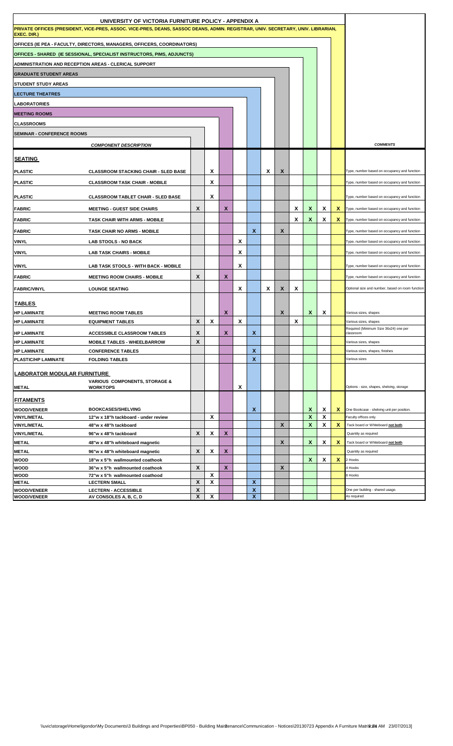# UNIVERSITY OF VICTORIA FURNITURE POLICY - APPENDIX A

| | COMPONENT DESCRIPTION | SEMINAR - CONFERENCE ROOMS | CLASSROOMS | MEETING ROOMS | LABORATORIES | LECTURE THEATRES | STUDENT STUDY AREAS | GRADUATE STUDENT AREAS | ADMINISTRATION AND RECEPTION AREAS - CLERICAL SUPPORT | OFFICES - SHARED (IE SESSIONAL, SPECIALIST INSTRUCTORS, PIMS, ADJUNCTS) | OFFICES (IE PEA - FACULTY, DIRECTORS, MANAGERS, OFFICERS, COORDINATORS) | PRIVATE OFFICES (PRESIDENT, VICE-PRES, ASSOC. VICE-PRES, DEANS, SASSOC DEANS, ADMIN. REGISTRAR, UNIV. SECRETARY, UNIV. LIBRARIAN, EXEC. DIR.) | COMMENTS |
|---|---|---|---|---|---|---|---|---|---|---|---|---|---|
| **SEATING** | | | | | | | | | | | | | |
| PLASTIC | CLASSROOM STACKING CHAIR - SLED BASE | | X | | | | X | X | | | | | Type, number based on occupancy and function |
| PLASTIC | CLASSROOM TASK CHAIR - MOBILE | | X | | | | | | | | | | Type, number based on occupancy and function |
| PLASTIC | CLASSROOM TABLET CHAIR - SLED BASE | | X | | | | | | | | | | Type, number based on occupancy and function |
| FABRIC | MEETING - GUEST SIDE CHAIRS | X | | X | | | | | X | X | X | X | Type, number based on occupancy and function |
| FABRIC | TASK CHAIR WITH ARMS - MOBILE | | | | | | | | X | X | X | X | Type, number based on occupancy and function |
| FABRIC | TASK CHAIR NO ARMS - MOBILE | | | | | X | | X | | | | | Type, number based on occupancy and function |
| VINYL | LAB STOOLS - NO BACK | | | | X | | | | | | | | Type, number based on occupancy and function |
| VINYL | LAB TASK CHAIRS - MOBILE | | | | X | | | | | | | | Type, number based on occupancy and function |
| VINYL | LAB TASK STOOLS - WITH BACK - MOBILE | | | | X | | | | | | | | Type, number based on occupancy and function |
| FABRIC | MEETING ROOM CHAIRS - MOBILE | X | | X | | | | | | | | | Type, number based on occupancy and function |
| FABRIC/VINYL | LOUNGE SEATING | | | | X | | X | X | X | | | | Optional size and number, based on room function |
| **TABLES** | | | | | | | | | | | | | |
| HP LAMINATE | MEETING ROOM TABLES | | | X | | | | X | | X | X | | Various sizes, shapes |
| HP LAMINATE | EQUIPMENT TABLES | X | X | | X | | | | X | | | | Various sizes, shapes |
| HP LAMINATE | ACCESSIBLE CLASSROOM TABLES | X | | X | | X | | | | | | | Required (Minimum Size 36x24) one per classroom |
| HP LAMINATE | MOBILE TABLES - WHEELBARROW | X | | | | | | | | | | | Various sizes, shapes |
| HP LAMINATE | CONFERENCE TABLES | | | | | X | | | | | | | Various sizes, shapes, finishes |
| PLASTIC/HP LAMINATE | FOLDING TABLES | | | | | X | | | | | | | Various sizes |
| **LABORATOR MODULAR FURNITURE** | | | | | | | | | | | | | |
| METAL | VARIOUS COMPONENTS, STORAGE & WORKTOPS | | | | X | | | | | | | | Options - size, shapes, shelving, storage |
| **FITAMENTS** | | | | | | | | | | | | | |
| WOOD/VENEER | BOOKCASES/SHELVING | | | | | X | | | | X | X | X | One Bookcase - shelving unit per position. |
| VINYL/METAL | 12"w x 18"h tackboard - under review | | X | | | | | | | X | X | | Faculty offices only. |
| VINYL/METAL | 48"w x 48"h tackboard | | | | | | | X | | X | X | X | Tack board or Whiteboard **not both** |
| VINYL/METAL | 96"w x 48"h tackboard | X | X | X | | | | | | | | | Quantity as required |
| METAL | 48"w x 48"h whiteboard magnetic | | | | | | | X | | X | X | X | Tack board or Whiteboard **not both** |
| METAL | 96"w x 48"h whiteboard magnetic | X | X | X | | | | | | | | | Quantity as required |
| WOOD | 18"w x 5"h wallmounted coathook | | | | | | | | | X | X | X | 2 Hooks |
| WOOD | 36"w x 5"h wallmounted coathook | X | | X | | | | X | | | | | 4 Hooks |
| WOOD | 72"w x 5"h wallmounted coathook | | X | | | | | | | | | | 8 Hooks |
| METAL | LECTERN SMALL | X | X | | | X | | | | | | | |
| WOOD/VENEER | LECTERN - ACCESSIBLE | X | | | | X | | | | | | | One per building - shared usage. |
| WOOD/VENEER | AV CONSOLES A, B, C, D | X | X | | | X | | | | | | | As required |